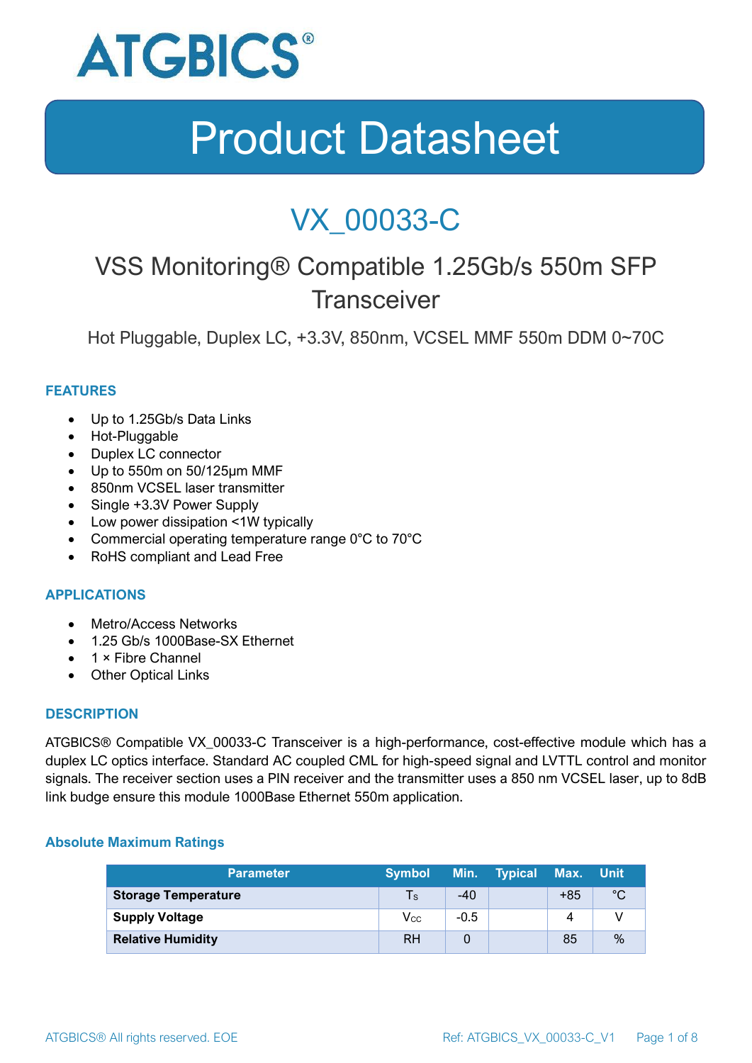ATGBICS®

# Product Datasheet

## VX_00033-C

## VSS Monitoring® Compatible 1.25Gb/s 550m SFP Transceiver

Hot Pluggable, Duplex LC, +3.3V, 850nm, VCSEL MMF 550m DDM 0~70C

### FEATURES

- Up to 1.25Gb/s Data Links
- Hot-Pluggable
- Duplex LC connector
- Up to 550m on 50/125µm MMF
- 850nm VCSEL laser transmitter
- Single +3.3V Power Supply
- Low power dissipation <1W typically
- Commercial operating temperature range 0°C to 70°C
- RoHS compliant and Lead Free

### APPLICATIONS

- Metro/Access Networks
- 1.25 Gb/s 1000Base-SX Ethernet
- 1 × Fibre Channel
- Other Optical Links

### DESCRIPTION

ATGBICS® Compatible VX_00033-C Transceiver is a high-performance, cost-effective module which has a duplex LC optics interface. Standard AC coupled CML for high-speed signal and LVTTL control and monitor signals. The receiver section uses a PIN receiver and the transmitter uses a 850 nm VCSEL laser, up to 8dB link budge ensure this module 1000Base Ethernet 550m application.

#### Absolute Maximum Ratings

| Parameter | Symbol | Min. | Typical | Max. | Unit |
|---|---|---|---|---|---|
| **Storage Temperature** | $T_S$ | -40 | | +85 | °C |
| **Supply Voltage** | $V_{CC}$ | -0.5 | | 4 | V |
| **Relative Humidity** | RH | 0 | | 85 | % |

ATGBICS® All rights reserved. EOE  Ref: ATGBICS_VX_00033-C_V1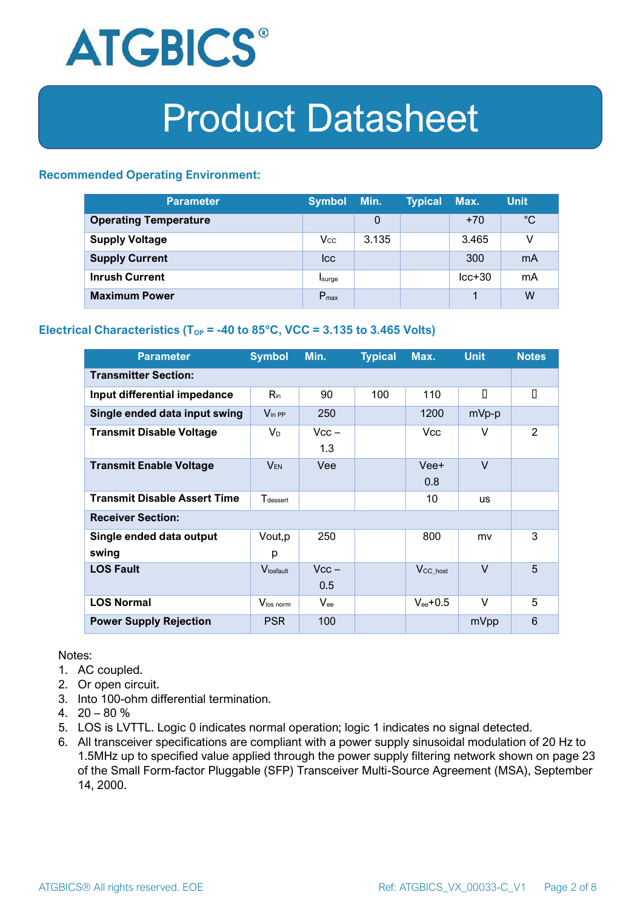# Product Datasheet

### Recommended Operating Environment:

| Parameter | Symbol | Min. | Typical | Max. | Unit |
|---|---|---|---|---|---|
| **Operating Temperature** | | 0 | | +70 | °C |
| **Supply Voltage** | $V_{CC}$ | 3.135 | | 3.465 | V |
| **Supply Current** | Icc | | | 300 | mA |
| **Inrush Current** | $I_{surge}$ | | | Icc+30 | mA |
| **Maximum Power** | $P_{max}$ | | | 1 | W |

### Electrical Characteristics ($T_{OP}$ = -40 to 85°C, VCC = 3.135 to 3.465 Volts)

| Parameter | Symbol | Min. | Typical | Max. | Unit | Notes |
|---|---|---|---|---|---|---|
| **Transmitter Section:** | | | | | | |
| **Input differential impedance** | $R_{in}$ | 90 | 100 | 110 | Ω | 1 |
| **Single ended data input swing** | $V_{in\ PP}$ | 250 | | 1200 | mVp-p | |
| **Transmit Disable Voltage** | $V_D$ | Vcc – 1.3 | | Vcc | V | 2 |
| **Transmit Enable Voltage** | $V_{EN}$ | Vee | | Vee+ 0.8 | V | |
| **Transmit Disable Assert Time** | $T_{dessert}$ | | | 10 | us | |
| **Receiver Section:** | | | | | | |
| **Single ended data output swing** | Vout,pp | 250 | | 800 | mv | 3 |
| **LOS Fault** | $V_{losfault}$ | Vcc – 0.5 | | $V_{CC\_host}$ | V | 5 |
| **LOS Normal** | $V_{los\ norm}$ | $V_{ee}$ | | $V_{ee}$+0.5 | V | 5 |
| **Power Supply Rejection** | PSR | 100 | | | mVpp | 6 |

Notes:

1. AC coupled.
2. Or open circuit.
3. Into 100-ohm differential termination.
4. 20 – 80 %
5. LOS is LVTTL. Logic 0 indicates normal operation; logic 1 indicates no signal detected.
6. All transceiver specifications are compliant with a power supply sinusoidal modulation of 20 Hz to 1.5MHz up to specified value applied through the power supply filtering network shown on page 23 of the Small Form-factor Pluggable (SFP) Transceiver Multi-Source Agreement (MSA), September 14, 2000.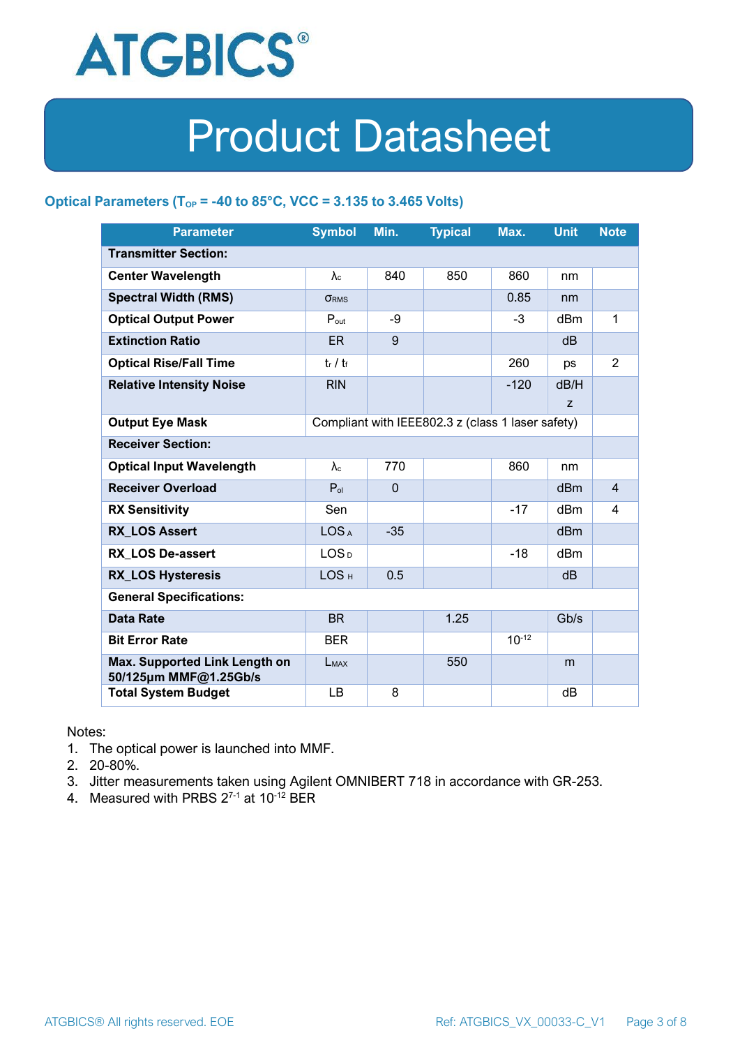## Optical Parameters ($T_{OP}$ = -40 to 85°C, VCC = 3.135 to 3.465 Volts)

| Parameter | Symbol | Min. | Typical | Max. | Unit | Note |
|---|---|---|---|---|---|---|
| **Transmitter Section:** | | | | | | |
| **Center Wavelength** | $\lambda_c$ | 840 | 850 | 860 | nm | |
| **Spectral Width (RMS)** | $\sigma_{RMS}$ | | | 0.85 | nm | |
| **Optical Output Power** | $P_{out}$ | -9 | | -3 | dBm | 1 |
| **Extinction Ratio** | ER | 9 | | | dB | |
| **Optical Rise/Fall Time** | $t_r$ / $t_f$ | | | 260 | ps | 2 |
| **Relative Intensity Noise** | RIN | | | -120 | dB/Hz | |
| **Output Eye Mask** | Compliant with IEEE802.3 z (class 1 laser safety) | | | | | |
| **Receiver Section:** | | | | | | |
| **Optical Input Wavelength** | $\lambda_c$ | 770 | | 860 | nm | |
| **Receiver Overload** | $P_{ol}$ | 0 | | | dBm | 4 |
| **RX Sensitivity** | Sen | | | -17 | dBm | 4 |
| **RX_LOS Assert** | $LOS_A$ | -35 | | | dBm | |
| **RX_LOS De-assert** | $LOS_D$ | | | -18 | dBm | |
| **RX_LOS Hysteresis** | $LOS_H$ | 0.5 | | | dB | |
| **General Specifications:** | | | | | | |
| **Data Rate** | BR | | 1.25 | | Gb/s | |
| **Bit Error Rate** | BER | | | $10^{-12}$ | | |
| **Max. Supported Link Length on 50/125μm MMF@1.25Gb/s** | $L_{MAX}$ | | 550 | | m | |
| **Total System Budget** | LB | 8 | | | dB | |

Notes:
1. The optical power is launched into MMF.
2. 20-80%.
3. Jitter measurements taken using Agilent OMNIBERT 718 in accordance with GR-253.
4. Measured with PRBS $2^{7-1}$ at $10^{-12}$ BER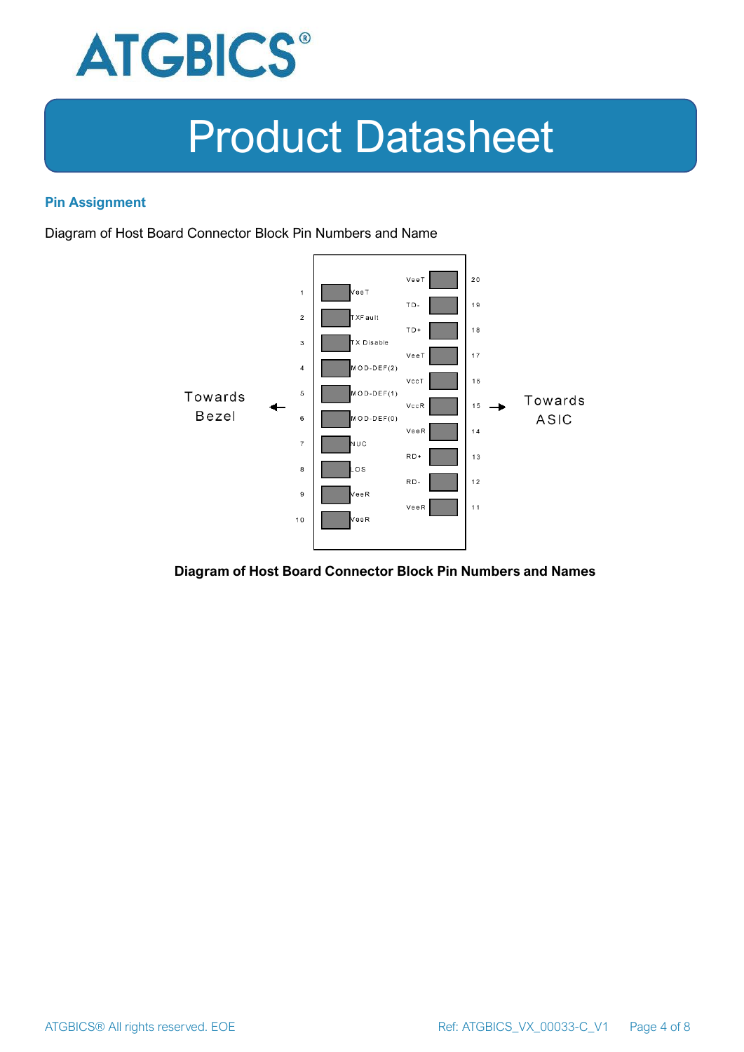## Pin Assignment

Diagram of Host Board Connector Block Pin Numbers and Name

| Pin | Name | Name | Pin |
|---|---|---|---|
| | | VeeT | 20 |
| 1 | VeeT | TD- | 19 |
| 2 | TXFault | TD+ | 18 |
| 3 | TX Disable | VeeT | 17 |
| 4 | MOD-DEF(2) | VccT | 16 |
| 5 | MOD-DEF(1) | VccR | 15 |
| 6 | MOD-DEF(0) | VeeR | 14 |
| 7 | NUC | RD+ | 13 |
| 8 | LOS | RD- | 12 |
| 9 | VeeR | VeeR | 11 |
| 10 | VeeR | | |

Towards Bezel ← → Towards ASIC

**Diagram of Host Board Connector Block Pin Numbers and Names**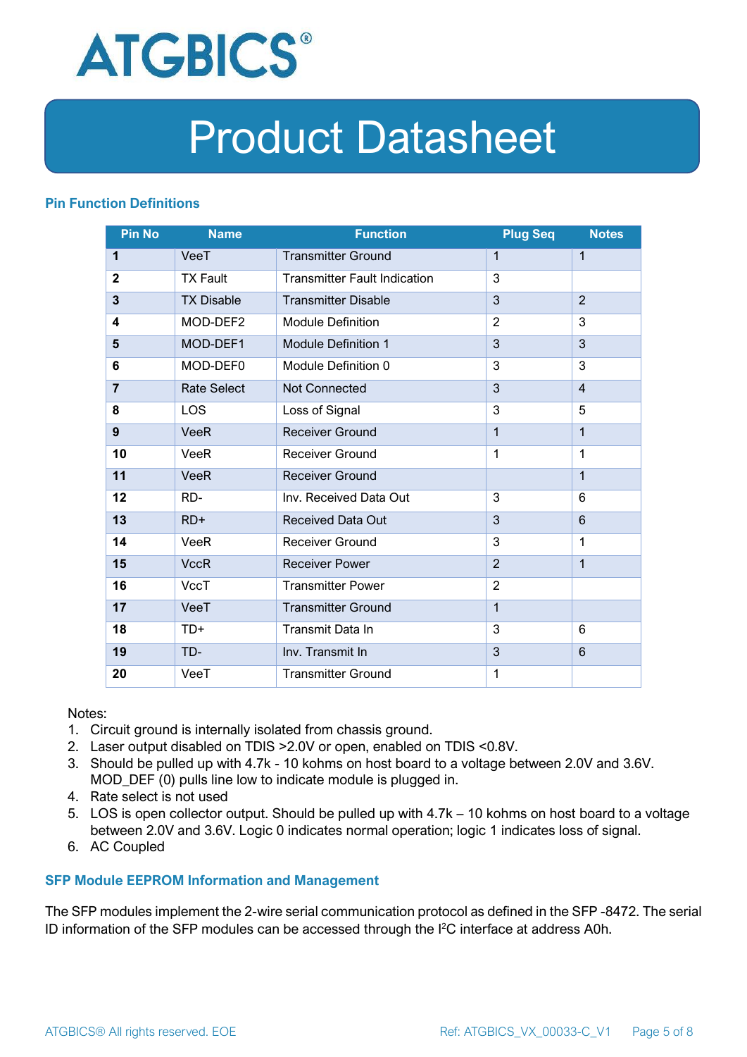## Pin Function Definitions

| Pin No | Name | Function | Plug Seq | Notes |
|---|---|---|---|---|
| **1** | VeeT | Transmitter Ground | 1 | 1 |
| **2** | TX Fault | Transmitter Fault Indication | 3 | |
| **3** | TX Disable | Transmitter Disable | 3 | 2 |
| **4** | MOD-DEF2 | Module Definition | 2 | 3 |
| **5** | MOD-DEF1 | Module Definition 1 | 3 | 3 |
| **6** | MOD-DEF0 | Module Definition 0 | 3 | 3 |
| **7** | Rate Select | Not Connected | 3 | 4 |
| **8** | LOS | Loss of Signal | 3 | 5 |
| **9** | VeeR | Receiver Ground | 1 | 1 |
| **10** | VeeR | Receiver Ground | 1 | 1 |
| **11** | VeeR | Receiver Ground | | 1 |
| **12** | RD- | Inv. Received Data Out | 3 | 6 |
| **13** | RD+ | Received Data Out | 3 | 6 |
| **14** | VeeR | Receiver Ground | 3 | 1 |
| **15** | VccR | Receiver Power | 2 | 1 |
| **16** | VccT | Transmitter Power | 2 | |
| **17** | VeeT | Transmitter Ground | 1 | |
| **18** | TD+ | Transmit Data In | 3 | 6 |
| **19** | TD- | Inv. Transmit In | 3 | 6 |
| **20** | VeeT | Transmitter Ground | 1 | |

Notes:

1. Circuit ground is internally isolated from chassis ground.
2. Laser output disabled on TDIS >2.0V or open, enabled on TDIS <0.8V.
3. Should be pulled up with 4.7k - 10 kohms on host board to a voltage between 2.0V and 3.6V. MOD_DEF (0) pulls line low to indicate module is plugged in.
4. Rate select is not used
5. LOS is open collector output. Should be pulled up with 4.7k – 10 kohms on host board to a voltage between 2.0V and 3.6V. Logic 0 indicates normal operation; logic 1 indicates loss of signal.
6. AC Coupled

## SFP Module EEPROM Information and Management

The SFP modules implement the 2-wire serial communication protocol as defined in the SFP -8472. The serial ID information of the SFP modules can be accessed through the I$^2$C interface at address A0h.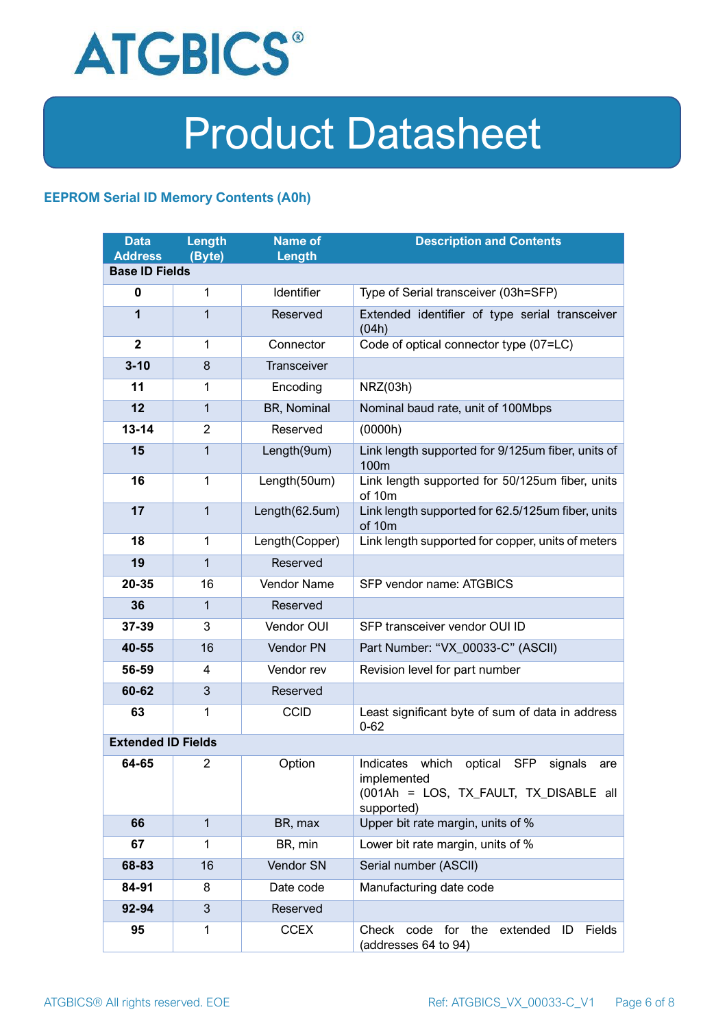# Product Datasheet

## EEPROM Serial ID Memory Contents (A0h)

| Data Address | Length (Byte) | Name of Length | Description and Contents |
|---|---|---|---|
| **Base ID Fields** | | | |
| **0** | 1 | Identifier | Type of Serial transceiver (03h=SFP) |
| **1** | 1 | Reserved | Extended identifier of type serial transceiver (04h) |
| **2** | 1 | Connector | Code of optical connector type (07=LC) |
| **3-10** | 8 | Transceiver | |
| **11** | 1 | Encoding | NRZ(03h) |
| **12** | 1 | BR, Nominal | Nominal baud rate, unit of 100Mbps |
| **13-14** | 2 | Reserved | (0000h) |
| **15** | 1 | Length(9um) | Link length supported for 9/125um fiber, units of 100m |
| **16** | 1 | Length(50um) | Link length supported for 50/125um fiber, units of 10m |
| **17** | 1 | Length(62.5um) | Link length supported for 62.5/125um fiber, units of 10m |
| **18** | 1 | Length(Copper) | Link length supported for copper, units of meters |
| **19** | 1 | Reserved | |
| **20-35** | 16 | Vendor Name | SFP vendor name: ATGBICS |
| **36** | 1 | Reserved | |
| **37-39** | 3 | Vendor OUI | SFP transceiver vendor OUI ID |
| **40-55** | 16 | Vendor PN | Part Number: "VX_00033-C" (ASCII) |
| **56-59** | 4 | Vendor rev | Revision level for part number |
| **60-62** | 3 | Reserved | |
| **63** | 1 | CCID | Least significant byte of sum of data in address 0-62 |
| **Extended ID Fields** | | | |
| **64-65** | 2 | Option | Indicates which optical SFP signals are implemented (001Ah = LOS, TX_FAULT, TX_DISABLE all supported) |
| **66** | 1 | BR, max | Upper bit rate margin, units of % |
| **67** | 1 | BR, min | Lower bit rate margin, units of % |
| **68-83** | 16 | Vendor SN | Serial number (ASCII) |
| **84-91** | 8 | Date code | Manufacturing date code |
| **92-94** | 3 | Reserved | |
| **95** | 1 | CCEX | Check code for the extended ID Fields (addresses 64 to 94) |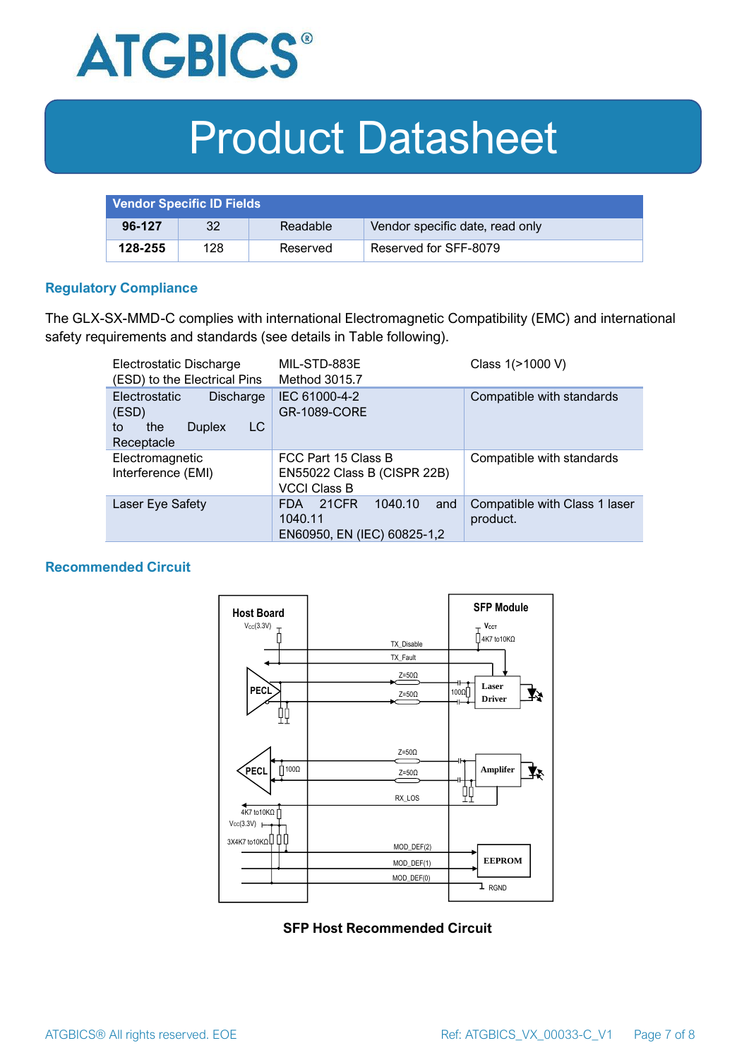| Vendor Specific ID Fields | | | |
|---|---|---|---|
| **96-127** | 32 | Readable | Vendor specific date, read only |
| **128-255** | 128 | Reserved | Reserved for SFF-8079 |

### Regulatory Compliance

The GLX-SX-MMD-C complies with international Electromagnetic Compatibility (EMC) and international safety requirements and standards (see details in Table following).

| Electrostatic Discharge (ESD) to the Electrical Pins | MIL-STD-883E Method 3015.7 | Class 1(>1000 V) |
|---|---|---|
| Electrostatic Discharge (ESD) to the Duplex LC Receptacle | IEC 61000-4-2 GR-1089-CORE | Compatible with standards |
| Electromagnetic Interference (EMI) | FCC Part 15 Class B EN55022 Class B (CISPR 22B) VCCI Class B | Compatible with standards |
| Laser Eye Safety | FDA 21CFR 1040.10 and 1040.11 EN60950, EN (IEC) 60825-1,2 | Compatible with Class 1 laser product. |

### Recommended Circuit

Host Board Vcc(3.3V) SFP Module VccT 4K7 to10KΩ TX_Disable TX_Fault PECL Z=50Ω Z=50Ω 100Ω Laser Driver PECL 100Ω Z=50Ω Z=50Ω Amplifer RX_LOS 4K7 to10KΩ Vcc(3.3V) 3X4K7 to10KΩ MOD_DEF(2) MOD_DEF(1) MOD_DEF(0) EEPROM RGND

**SFP Host Recommended Circuit**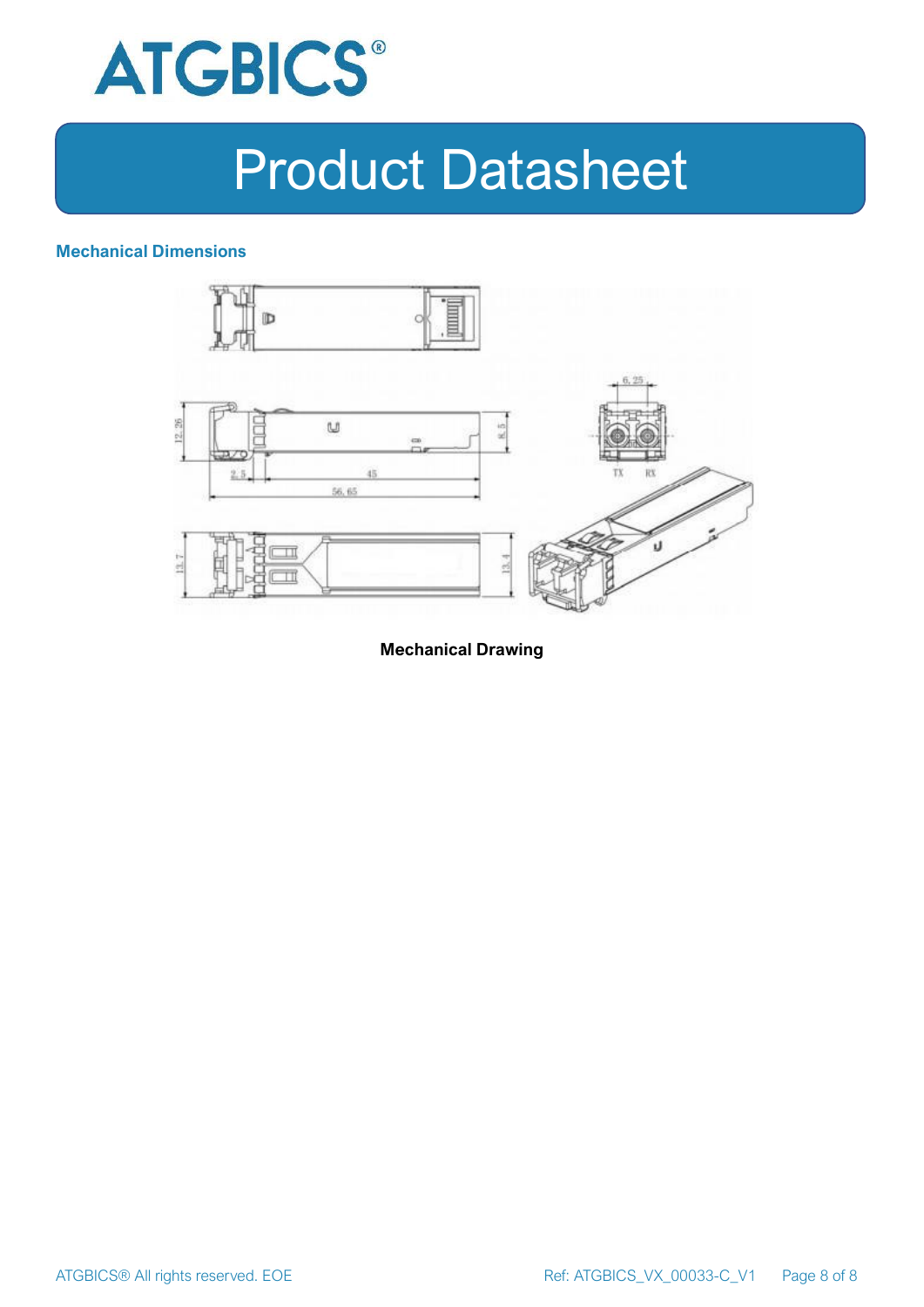## Mechanical Dimensions

6.25

12.26

8.5

2.5

45

56.65

TX RX

13.7

13.4

**Mechanical Drawing**